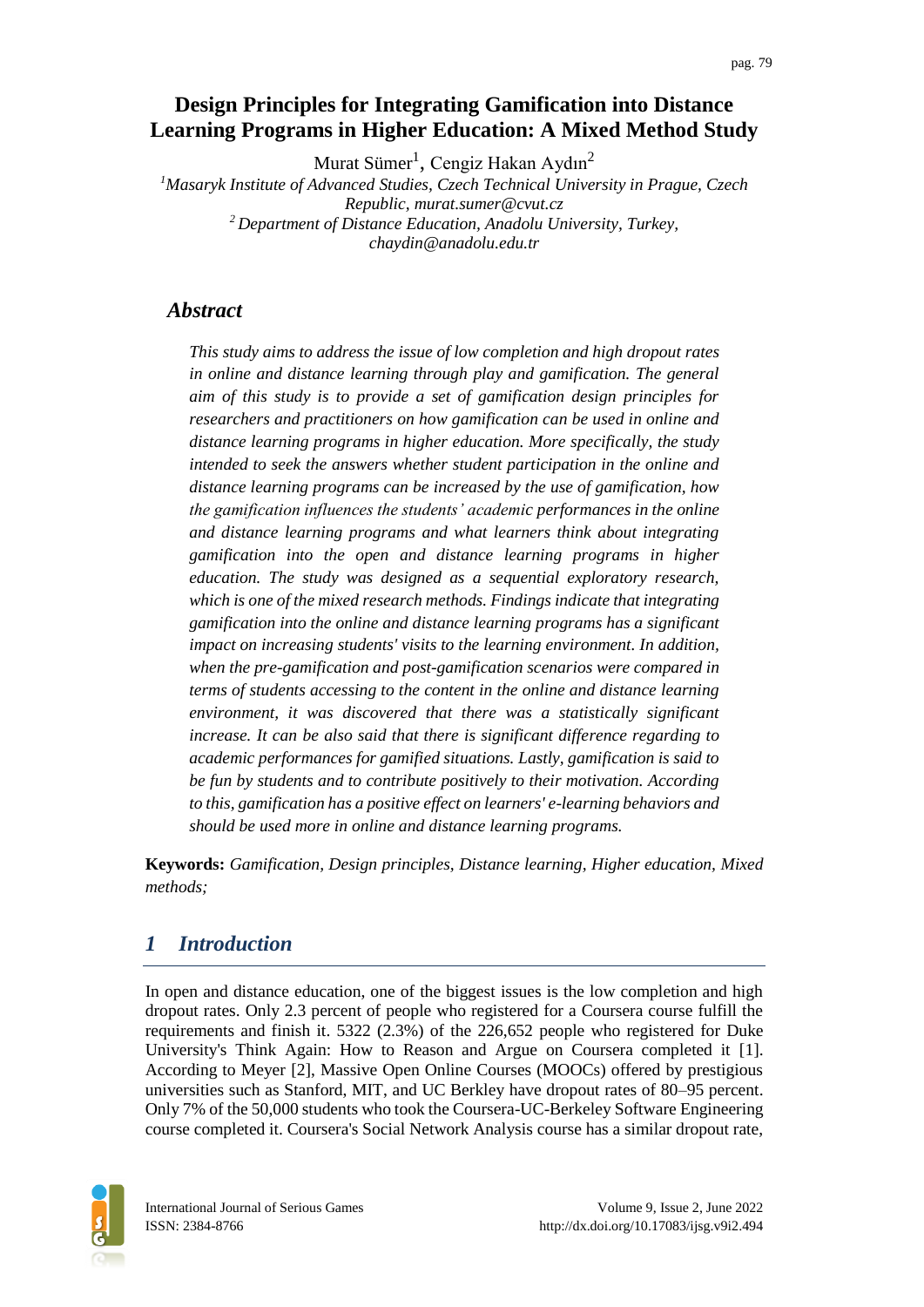# Design Principles for Integrating Gamification into Distance Learning Programs in Higher Education: A Mixed Method Study

Murat Sümer[1], Cengiz Hakan Aydın[2]

[1] *Masaryk Institute of Advanced Studies, Czech Technical University in Prague, Czech Republic, murat.sumer@cvut.cz*

[2] *Department of Distance Education, Anadolu University, Turkey, chaydin@anadolu.edu.tr*

## *Abstract*

*This study aims to address the issue of low completion and high dropout rates in online and distance learning through play and gamification. The general aim of this study is to provide a set of gamification design principles for researchers and practitioners on how gamification can be used in online and distance learning programs in higher education. More specifically, the study intended to seek the answers whether student participation in the online and distance learning programs can be increased by the use of gamification, how the gamification influences the students' academic performances in the online and distance learning programs and what learners think about integrating gamification into the open and distance learning programs in higher education. The study was designed as a sequential exploratory research, which is one of the mixed research methods. Findings indicate that integrating gamification into the online and distance learning programs has a significant impact on increasing students' visits to the learning environment. In addition, when the pre-gamification and post-gamification scenarios were compared in terms of students accessing to the content in the online and distance learning environment, it was discovered that there was a statistically significant increase. It can be also said that there is significant difference regarding to academic performances for gamified situations. Lastly, gamification is said to be fun by students and to contribute positively to their motivation. According to this, gamification has a positive effect on learners' e-learning behaviors and should be used more in online and distance learning programs.*

**Keywords:** *Gamification, Design principles, Distance learning, Higher education, Mixed methods;*

## *1 Introduction*

In open and distance education, one of the biggest issues is the low completion and high dropout rates. Only 2.3 percent of people who registered for a Coursera course fulfill the requirements and finish it. 5322 (2.3%) of the 226,652 people who registered for Duke University's Think Again: How to Reason and Argue on Coursera completed it [1]. According to Meyer [2], Massive Open Online Courses (MOOCs) offered by prestigious universities such as Stanford, MIT, and UC Berkley have dropout rates of 80–95 percent. Only 7% of the 50,000 students who took the Coursera-UC-Berkeley Software Engineering course completed it. Coursera's Social Network Analysis course has a similar dropout rate,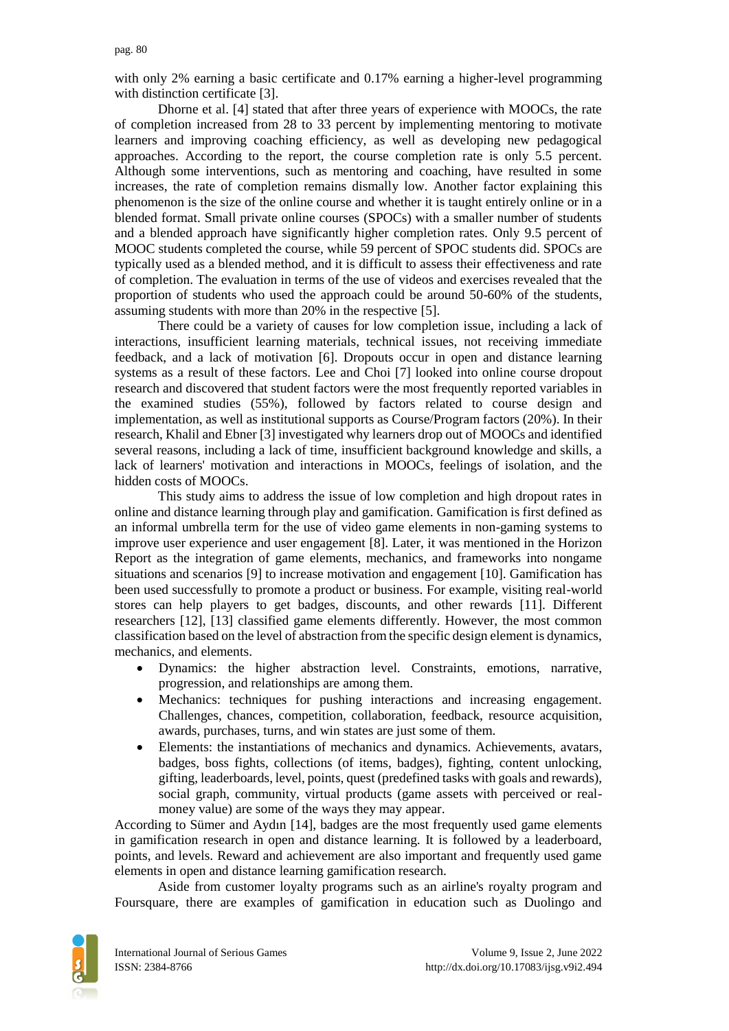with only 2% earning a basic certificate and 0.17% earning a higher-level programming with distinction certificate [3].

Dhorne et al. [4] stated that after three years of experience with MOOCs, the rate of completion increased from 28 to 33 percent by implementing mentoring to motivate learners and improving coaching efficiency, as well as developing new pedagogical approaches. According to the report, the course completion rate is only 5.5 percent. Although some interventions, such as mentoring and coaching, have resulted in some increases, the rate of completion remains dismally low. Another factor explaining this phenomenon is the size of the online course and whether it is taught entirely online or in a blended format. Small private online courses (SPOCs) with a smaller number of students and a blended approach have significantly higher completion rates. Only 9.5 percent of MOOC students completed the course, while 59 percent of SPOC students did. SPOCs are typically used as a blended method, and it is difficult to assess their effectiveness and rate of completion. The evaluation in terms of the use of videos and exercises revealed that the proportion of students who used the approach could be around 50-60% of the students, assuming students with more than 20% in the respective [5].

There could be a variety of causes for low completion issue, including a lack of interactions, insufficient learning materials, technical issues, not receiving immediate feedback, and a lack of motivation [6]. Dropouts occur in open and distance learning systems as a result of these factors. Lee and Choi [7] looked into online course dropout research and discovered that student factors were the most frequently reported variables in the examined studies (55%), followed by factors related to course design and implementation, as well as institutional supports as Course/Program factors (20%). In their research, Khalil and Ebner [3] investigated why learners drop out of MOOCs and identified several reasons, including a lack of time, insufficient background knowledge and skills, a lack of learners' motivation and interactions in MOOCs, feelings of isolation, and the hidden costs of MOOCs.

This study aims to address the issue of low completion and high dropout rates in online and distance learning through play and gamification. Gamification is first defined as an informal umbrella term for the use of video game elements in non-gaming systems to improve user experience and user engagement [8]. Later, it was mentioned in the Horizon Report as the integration of game elements, mechanics, and frameworks into nongame situations and scenarios [9] to increase motivation and engagement [10]. Gamification has been used successfully to promote a product or business. For example, visiting real-world stores can help players to get badges, discounts, and other rewards [11]. Different researchers [12], [13] classified game elements differently. However, the most common classification based on the level of abstraction from the specific design element is dynamics, mechanics, and elements.

- Dynamics: the higher abstraction level. Constraints, emotions, narrative, progression, and relationships are among them.
- Mechanics: techniques for pushing interactions and increasing engagement. Challenges, chances, competition, collaboration, feedback, resource acquisition, awards, purchases, turns, and win states are just some of them.
- Elements: the instantiations of mechanics and dynamics. Achievements, avatars, badges, boss fights, collections (of items, badges), fighting, content unlocking, gifting, leaderboards, level, points, quest (predefined tasks with goals and rewards), social graph, community, virtual products (game assets with perceived or real-money value) are some of the ways they may appear.

According to Sümer and Aydın [14], badges are the most frequently used game elements in gamification research in open and distance learning. It is followed by a leaderboard, points, and levels. Reward and achievement are also important and frequently used game elements in open and distance learning gamification research.

Aside from customer loyalty programs such as an airline's royalty program and Foursquare, there are examples of gamification in education such as Duolingo and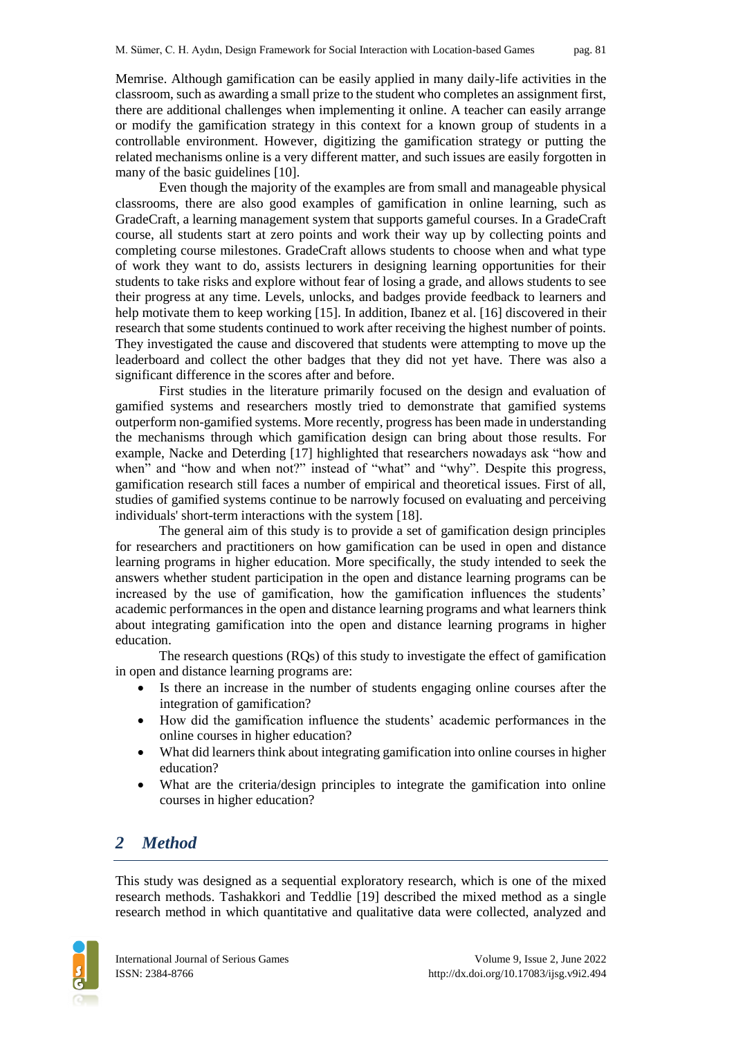Memrise. Although gamification can be easily applied in many daily-life activities in the classroom, such as awarding a small prize to the student who completes an assignment first, there are additional challenges when implementing it online. A teacher can easily arrange or modify the gamification strategy in this context for a known group of students in a controllable environment. However, digitizing the gamification strategy or putting the related mechanisms online is a very different matter, and such issues are easily forgotten in many of the basic guidelines [10].

Even though the majority of the examples are from small and manageable physical classrooms, there are also good examples of gamification in online learning, such as GradeCraft, a learning management system that supports gameful courses. In a GradeCraft course, all students start at zero points and work their way up by collecting points and completing course milestones. GradeCraft allows students to choose when and what type of work they want to do, assists lecturers in designing learning opportunities for their students to take risks and explore without fear of losing a grade, and allows students to see their progress at any time. Levels, unlocks, and badges provide feedback to learners and help motivate them to keep working [15]. In addition, Ibanez et al. [16] discovered in their research that some students continued to work after receiving the highest number of points. They investigated the cause and discovered that students were attempting to move up the leaderboard and collect the other badges that they did not yet have. There was also a significant difference in the scores after and before.

First studies in the literature primarily focused on the design and evaluation of gamified systems and researchers mostly tried to demonstrate that gamified systems outperform non-gamified systems. More recently, progress has been made in understanding the mechanisms through which gamification design can bring about those results. For example, Nacke and Deterding [17] highlighted that researchers nowadays ask "how and when" and "how and when not?" instead of "what" and "why". Despite this progress, gamification research still faces a number of empirical and theoretical issues. First of all, studies of gamified systems continue to be narrowly focused on evaluating and perceiving individuals' short-term interactions with the system [18].

The general aim of this study is to provide a set of gamification design principles for researchers and practitioners on how gamification can be used in open and distance learning programs in higher education. More specifically, the study intended to seek the answers whether student participation in the open and distance learning programs can be increased by the use of gamification, how the gamification influences the students' academic performances in the open and distance learning programs and what learners think about integrating gamification into the open and distance learning programs in higher education.

The research questions (RQs) of this study to investigate the effect of gamification in open and distance learning programs are:

- Is there an increase in the number of students engaging online courses after the integration of gamification?
- How did the gamification influence the students' academic performances in the online courses in higher education?
- What did learners think about integrating gamification into online courses in higher education?
- What are the criteria/design principles to integrate the gamification into online courses in higher education?

## 2 Method

This study was designed as a sequential exploratory research, which is one of the mixed research methods. Tashakkori and Teddlie [19] described the mixed method as a single research method in which quantitative and qualitative data were collected, analyzed and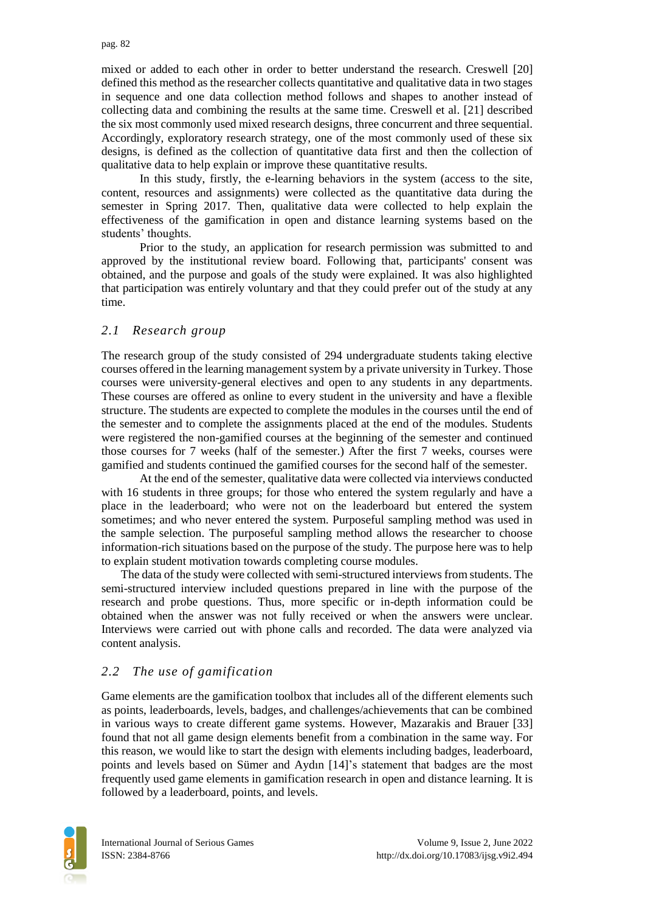mixed or added to each other in order to better understand the research. Creswell [20] defined this method as the researcher collects quantitative and qualitative data in two stages in sequence and one data collection method follows and shapes to another instead of collecting data and combining the results at the same time. Creswell et al. [21] described the six most commonly used mixed research designs, three concurrent and three sequential. Accordingly, exploratory research strategy, one of the most commonly used of these six designs, is defined as the collection of quantitative data first and then the collection of qualitative data to help explain or improve these quantitative results.

In this study, firstly, the e-learning behaviors in the system (access to the site, content, resources and assignments) were collected as the quantitative data during the semester in Spring 2017. Then, qualitative data were collected to help explain the effectiveness of the gamification in open and distance learning systems based on the students' thoughts.

Prior to the study, an application for research permission was submitted to and approved by the institutional review board. Following that, participants' consent was obtained, and the purpose and goals of the study were explained. It was also highlighted that participation was entirely voluntary and that they could prefer out of the study at any time.

## 2.1 Research group

The research group of the study consisted of 294 undergraduate students taking elective courses offered in the learning management system by a private university in Turkey. Those courses were university-general electives and open to any students in any departments. These courses are offered as online to every student in the university and have a flexible structure. The students are expected to complete the modules in the courses until the end of the semester and to complete the assignments placed at the end of the modules. Students were registered the non-gamified courses at the beginning of the semester and continued those courses for 7 weeks (half of the semester.) After the first 7 weeks, courses were gamified and students continued the gamified courses for the second half of the semester.

At the end of the semester, qualitative data were collected via interviews conducted with 16 students in three groups; for those who entered the system regularly and have a place in the leaderboard; who were not on the leaderboard but entered the system sometimes; and who never entered the system. Purposeful sampling method was used in the sample selection. The purposeful sampling method allows the researcher to choose information-rich situations based on the purpose of the study. The purpose here was to help to explain student motivation towards completing course modules.

The data of the study were collected with semi-structured interviews from students. The semi-structured interview included questions prepared in line with the purpose of the research and probe questions. Thus, more specific or in-depth information could be obtained when the answer was not fully received or when the answers were unclear. Interviews were carried out with phone calls and recorded. The data were analyzed via content analysis.

## 2.2 The use of gamification

Game elements are the gamification toolbox that includes all of the different elements such as points, leaderboards, levels, badges, and challenges/achievements that can be combined in various ways to create different game systems. However, Mazarakis and Brauer [33] found that not all game design elements benefit from a combination in the same way. For this reason, we would like to start the design with elements including badges, leaderboard, points and levels based on Sümer and Aydın [14]'s statement that badges are the most frequently used game elements in gamification research in open and distance learning. It is followed by a leaderboard, points, and levels.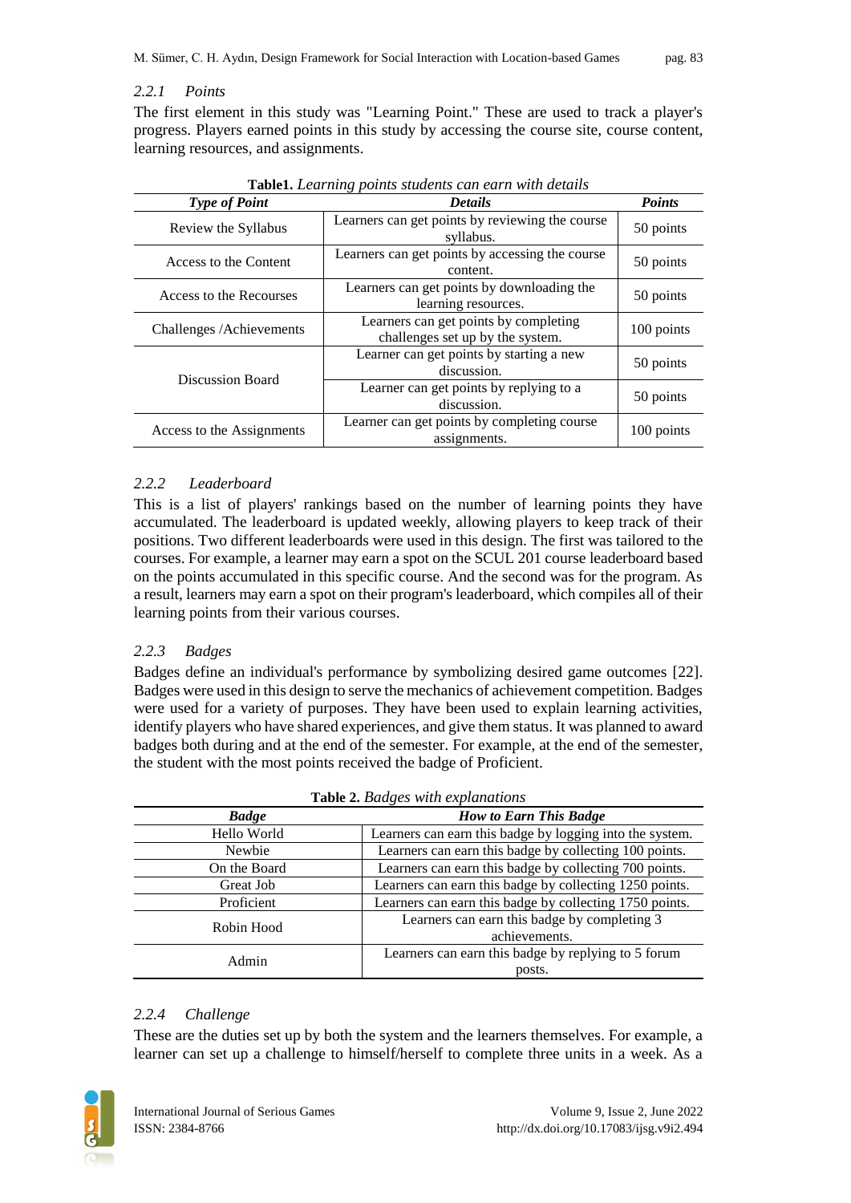### *2.2.1 Points*

The first element in this study was "Learning Point." These are used to track a player's progress. Players earned points in this study by accessing the course site, course content, learning resources, and assignments.

**Table1.** *Learning points students can earn with details*

| ***Type of Point*** | ***Details*** | ***Points*** |
|---|---|---|
| Review the Syllabus | Learners can get points by reviewing the course syllabus. | 50 points |
| Access to the Content | Learners can get points by accessing the course content. | 50 points |
| Access to the Recourses | Learners can get points by downloading the learning resources. | 50 points |
| Challenges /Achievements | Learners can get points by completing challenges set up by the system. | 100 points |
| Discussion Board | Learner can get points by starting a new discussion. | 50 points |
| | Learner can get points by replying to a discussion. | 50 points |
| Access to the Assignments | Learner can get points by completing course assignments. | 100 points |

### *2.2.2 Leaderboard*

This is a list of players' rankings based on the number of learning points they have accumulated. The leaderboard is updated weekly, allowing players to keep track of their positions. Two different leaderboards were used in this design. The first was tailored to the courses. For example, a learner may earn a spot on the SCUL 201 course leaderboard based on the points accumulated in this specific course. And the second was for the program. As a result, learners may earn a spot on their program's leaderboard, which compiles all of their learning points from their various courses.

### *2.2.3 Badges*

Badges define an individual's performance by symbolizing desired game outcomes [22]. Badges were used in this design to serve the mechanics of achievement competition. Badges were used for a variety of purposes. They have been used to explain learning activities, identify players who have shared experiences, and give them status. It was planned to award badges both during and at the end of the semester. For example, at the end of the semester, the student with the most points received the badge of Proficient.

**Table 2.** *Badges with explanations*

| ***Badge*** | ***How to Earn This Badge*** |
|---|---|
| Hello World | Learners can earn this badge by logging into the system. |
| Newbie | Learners can earn this badge by collecting 100 points. |
| On the Board | Learners can earn this badge by collecting 700 points. |
| Great Job | Learners can earn this badge by collecting 1250 points. |
| Proficient | Learners can earn this badge by collecting 1750 points. |
| Robin Hood | Learners can earn this badge by completing 3 achievements. |
| Admin | Learners can earn this badge by replying to 5 forum posts. |

### *2.2.4 Challenge*

These are the duties set up by both the system and the learners themselves. For example, a learner can set up a challenge to himself/herself to complete three units in a week. As a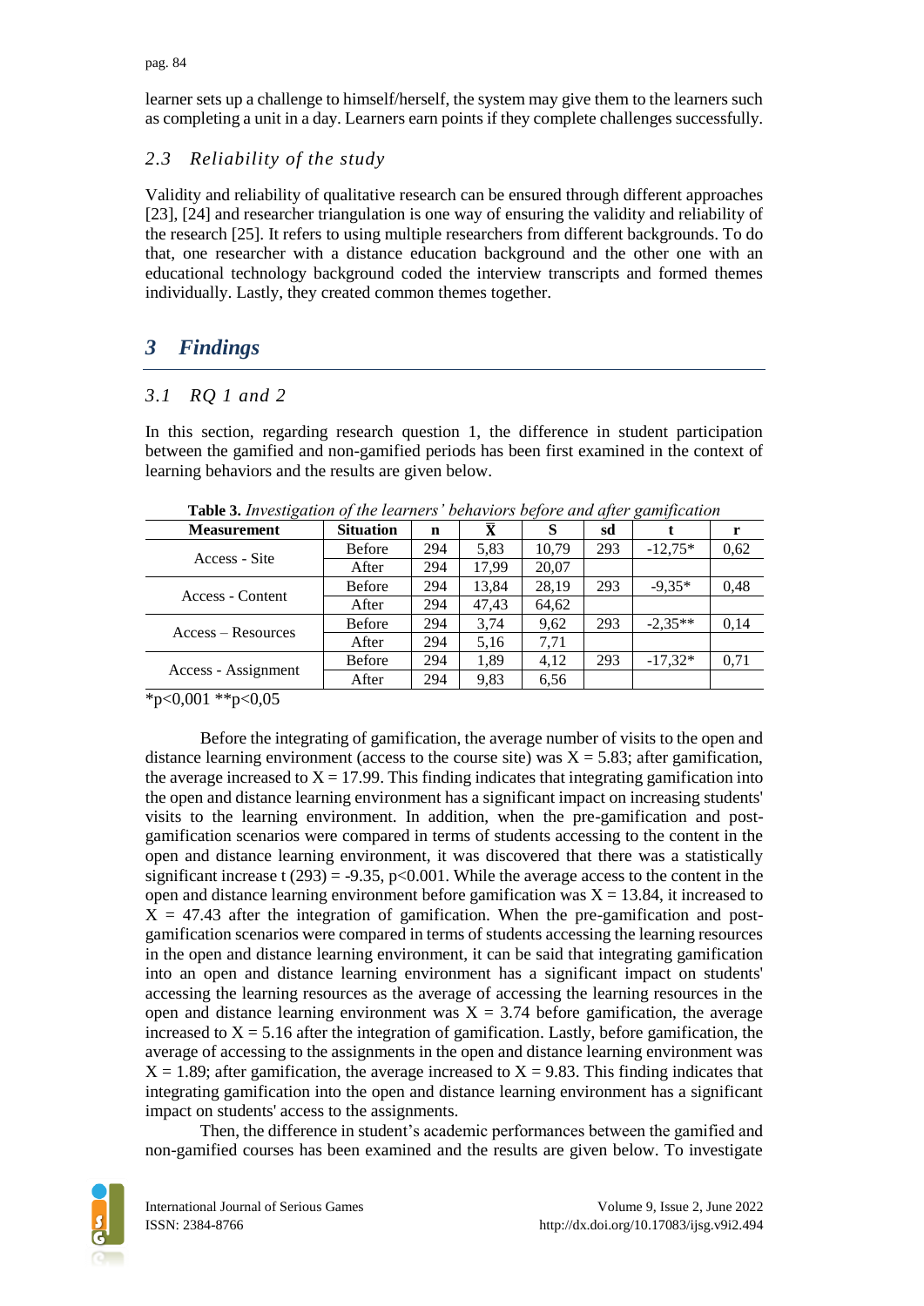learner sets up a challenge to himself/herself, the system may give them to the learners such as completing a unit in a day. Learners earn points if they complete challenges successfully.

### *2.3 Reliability of the study*

Validity and reliability of qualitative research can be ensured through different approaches [23], [24] and researcher triangulation is one way of ensuring the validity and reliability of the research [25]. It refers to using multiple researchers from different backgrounds. To do that, one researcher with a distance education background and the other one with an educational technology background coded the interview transcripts and formed themes individually. Lastly, they created common themes together.

## *3 Findings*

### *3.1 RQ 1 and 2*

In this section, regarding research question 1, the difference in student participation between the gamified and non-gamified periods has been first examined in the context of learning behaviors and the results are given below.

**Table 3.** *Investigation of the learners' behaviors before and after gamification*

| Measurement | Situation | n | $\bar{X}$ | S | sd | t | r |
|---|---|---|---|---|---|---|---|
| Access - Site | Before | 294 | 5,83 | 10,79 | 293 | -12,75* | 0,62 |
| | After | 294 | 17,99 | 20,07 | | | |
| Access - Content | Before | 294 | 13,84 | 28,19 | 293 | -9,35* | 0,48 |
| | After | 294 | 47,43 | 64,62 | | | |
| Access – Resources | Before | 294 | 3,74 | 9,62 | 293 | -2,35** | 0,14 |
| | After | 294 | 5,16 | 7,71 | | | |
| Access - Assignment | Before | 294 | 1,89 | 4,12 | 293 | -17,32* | 0,71 |
| | After | 294 | 9,83 | 6,56 | | | |

*p<0,001 **p<0,05

Before the integrating of gamification, the average number of visits to the open and distance learning environment (access to the course site) was $X = 5.83$; after gamification, the average increased to $X = 17.99$. This finding indicates that integrating gamification into the open and distance learning environment has a significant impact on increasing students' visits to the learning environment. In addition, when the pre-gamification and post-gamification scenarios were compared in terms of students accessing to the content in the open and distance learning environment, it was discovered that there was a statistically significant increase $t(293) = -9.35$, $p<0.001$. While the average access to the content in the open and distance learning environment before gamification was $X = 13.84$, it increased to $X = 47.43$ after the integration of gamification. When the pre-gamification and post-gamification scenarios were compared in terms of students accessing the learning resources in the open and distance learning environment, it can be said that integrating gamification into an open and distance learning environment has a significant impact on students' accessing the learning resources as the average of accessing the learning resources in the open and distance learning environment was $X = 3.74$ before gamification, the average increased to $X = 5.16$ after the integration of gamification. Lastly, before gamification, the average of accessing to the assignments in the open and distance learning environment was $X = 1.89$; after gamification, the average increased to $X = 9.83$. This finding indicates that integrating gamification into the open and distance learning environment has a significant impact on students' access to the assignments.

Then, the difference in student's academic performances between the gamified and non-gamified courses has been examined and the results are given below. To investigate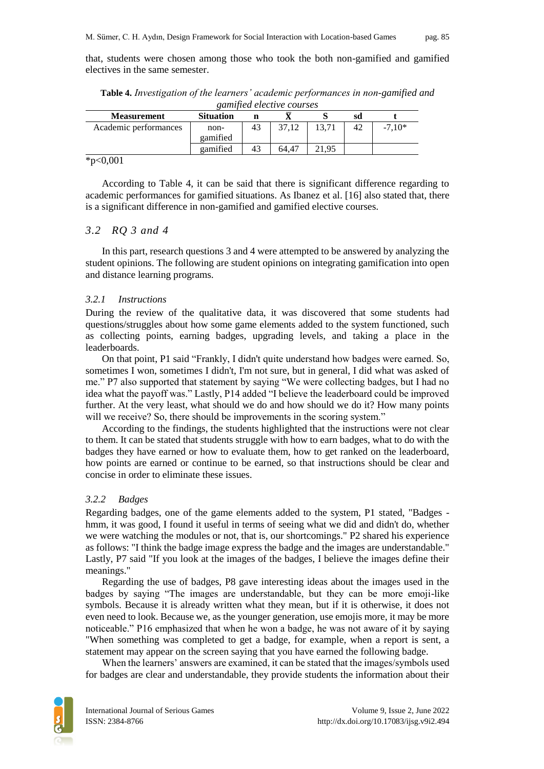that, students were chosen among those who took the both non-gamified and gamified electives in the same semester.

**Table 4.** *Investigation of the learners' academic performances in non-gamified and gamified elective courses*

| Measurement | Situation | n | $\bar{X}$ | S | sd | t |
|---|---|---|---|---|---|---|
| Academic performances | non-gamified | 43 | 37,12 | 13,71 | 42 | -7,10* |
| | gamified | 43 | 64,47 | 21,95 | | |

*p<0,001

According to Table 4, it can be said that there is significant difference regarding to academic performances for gamified situations. As Ibanez et al. [16] also stated that, there is a significant difference in non-gamified and gamified elective courses.

## *3.2 RQ 3 and 4*

In this part, research questions 3 and 4 were attempted to be answered by analyzing the student opinions. The following are student opinions on integrating gamification into open and distance learning programs.

### *3.2.1 Instructions*

During the review of the qualitative data, it was discovered that some students had questions/struggles about how some game elements added to the system functioned, such as collecting points, earning badges, upgrading levels, and taking a place in the leaderboards.

On that point, P1 said "Frankly, I didn't quite understand how badges were earned. So, sometimes I won, sometimes I didn't, I'm not sure, but in general, I did what was asked of me." P7 also supported that statement by saying "We were collecting badges, but I had no idea what the payoff was." Lastly, P14 added "I believe the leaderboard could be improved further. At the very least, what should we do and how should we do it? How many points will we receive? So, there should be improvements in the scoring system."

According to the findings, the students highlighted that the instructions were not clear to them. It can be stated that students struggle with how to earn badges, what to do with the badges they have earned or how to evaluate them, how to get ranked on the leaderboard, how points are earned or continue to be earned, so that instructions should be clear and concise in order to eliminate these issues.

### *3.2.2 Badges*

Regarding badges, one of the game elements added to the system, P1 stated, "Badges - hmm, it was good, I found it useful in terms of seeing what we did and didn't do, whether we were watching the modules or not, that is, our shortcomings." P2 shared his experience as follows: "I think the badge image express the badge and the images are understandable." Lastly, P7 said "If you look at the images of the badges, I believe the images define their meanings."

Regarding the use of badges, P8 gave interesting ideas about the images used in the badges by saying "The images are understandable, but they can be more emoji-like symbols. Because it is already written what they mean, but if it is otherwise, it does not even need to look. Because we, as the younger generation, use emojis more, it may be more noticeable." P16 emphasized that when he won a badge, he was not aware of it by saying "When something was completed to get a badge, for example, when a report is sent, a statement may appear on the screen saying that you have earned the following badge.

When the learners' answers are examined, it can be stated that the images/symbols used for badges are clear and understandable, they provide students the information about their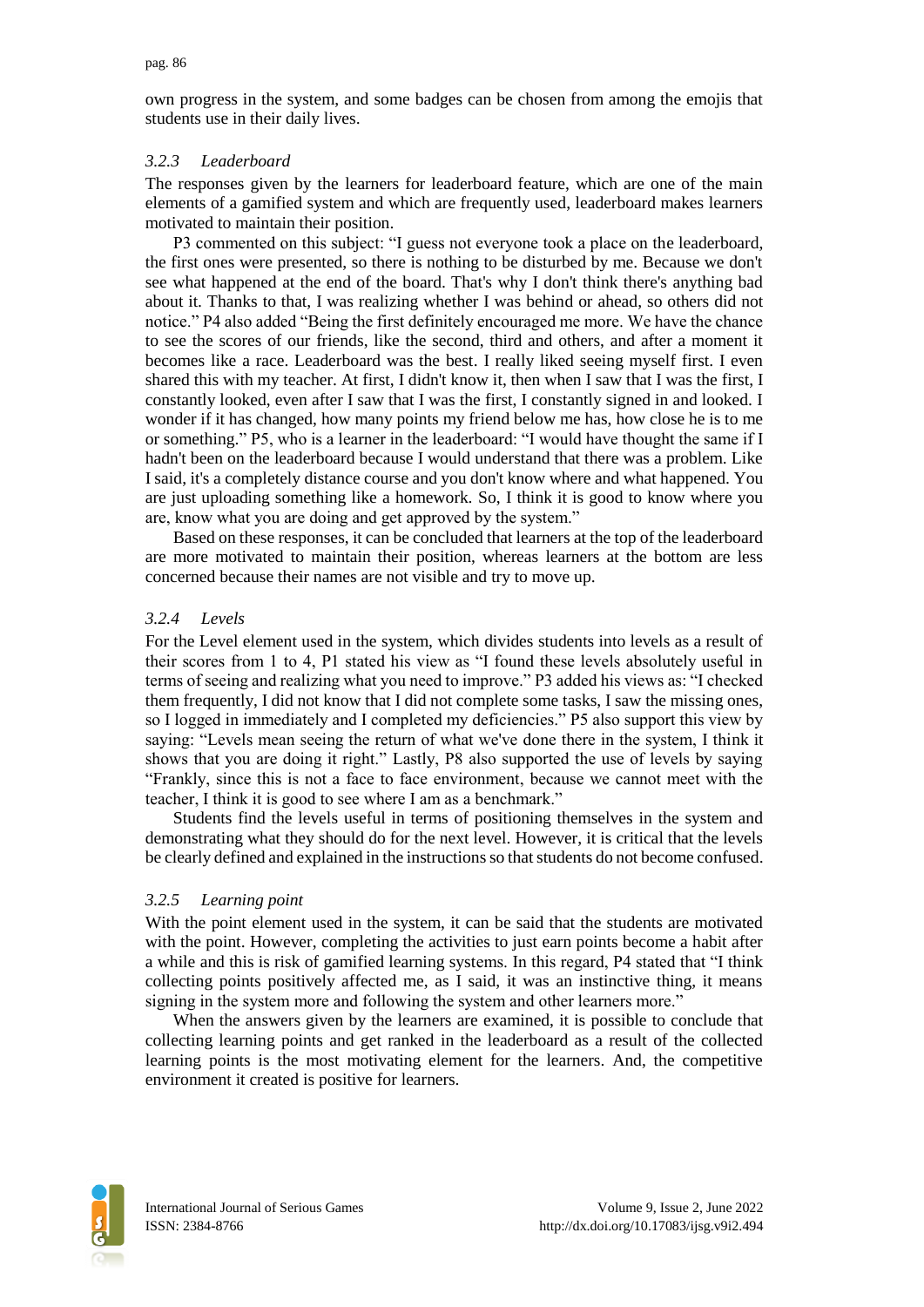own progress in the system, and some badges can be chosen from among the emojis that students use in their daily lives.

### *3.2.3 Leaderboard*

The responses given by the learners for leaderboard feature, which are one of the main elements of a gamified system and which are frequently used, leaderboard makes learners motivated to maintain their position.

P3 commented on this subject: "I guess not everyone took a place on the leaderboard, the first ones were presented, so there is nothing to be disturbed by me. Because we don't see what happened at the end of the board. That's why I don't think there's anything bad about it. Thanks to that, I was realizing whether I was behind or ahead, so others did not notice." P4 also added "Being the first definitely encouraged me more. We have the chance to see the scores of our friends, like the second, third and others, and after a moment it becomes like a race. Leaderboard was the best. I really liked seeing myself first. I even shared this with my teacher. At first, I didn't know it, then when I saw that I was the first, I constantly looked, even after I saw that I was the first, I constantly signed in and looked. I wonder if it has changed, how many points my friend below me has, how close he is to me or something." P5, who is a learner in the leaderboard: "I would have thought the same if I hadn't been on the leaderboard because I would understand that there was a problem. Like I said, it's a completely distance course and you don't know where and what happened. You are just uploading something like a homework. So, I think it is good to know where you are, know what you are doing and get approved by the system."

Based on these responses, it can be concluded that learners at the top of the leaderboard are more motivated to maintain their position, whereas learners at the bottom are less concerned because their names are not visible and try to move up.

### *3.2.4 Levels*

For the Level element used in the system, which divides students into levels as a result of their scores from 1 to 4, P1 stated his view as "I found these levels absolutely useful in terms of seeing and realizing what you need to improve." P3 added his views as: "I checked them frequently, I did not know that I did not complete some tasks, I saw the missing ones, so I logged in immediately and I completed my deficiencies." P5 also support this view by saying: "Levels mean seeing the return of what we've done there in the system, I think it shows that you are doing it right." Lastly, P8 also supported the use of levels by saying "Frankly, since this is not a face to face environment, because we cannot meet with the teacher, I think it is good to see where I am as a benchmark."

Students find the levels useful in terms of positioning themselves in the system and demonstrating what they should do for the next level. However, it is critical that the levels be clearly defined and explained in the instructions so that students do not become confused.

### *3.2.5 Learning point*

With the point element used in the system, it can be said that the students are motivated with the point. However, completing the activities to just earn points become a habit after a while and this is risk of gamified learning systems. In this regard, P4 stated that "I think collecting points positively affected me, as I said, it was an instinctive thing, it means signing in the system more and following the system and other learners more."

When the answers given by the learners are examined, it is possible to conclude that collecting learning points and get ranked in the leaderboard as a result of the collected learning points is the most motivating element for the learners. And, the competitive environment it created is positive for learners.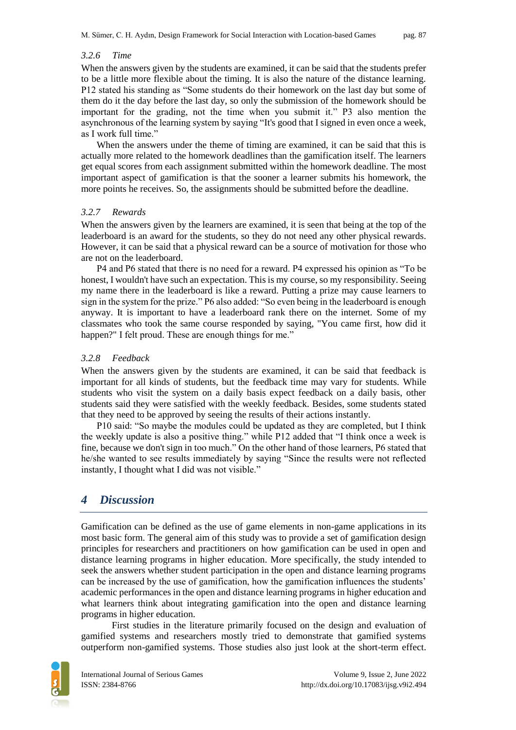### 3.2.6 Time

When the answers given by the students are examined, it can be said that the students prefer to be a little more flexible about the timing. It is also the nature of the distance learning. P12 stated his standing as "Some students do their homework on the last day but some of them do it the day before the last day, so only the submission of the homework should be important for the grading, not the time when you submit it." P3 also mention the asynchronous of the learning system by saying "It's good that I signed in even once a week, as I work full time."

When the answers under the theme of timing are examined, it can be said that this is actually more related to the homework deadlines than the gamification itself. The learners get equal scores from each assignment submitted within the homework deadline. The most important aspect of gamification is that the sooner a learner submits his homework, the more points he receives. So, the assignments should be submitted before the deadline.

### 3.2.7 Rewards

When the answers given by the learners are examined, it is seen that being at the top of the leaderboard is an award for the students, so they do not need any other physical rewards. However, it can be said that a physical reward can be a source of motivation for those who are not on the leaderboard.

P4 and P6 stated that there is no need for a reward. P4 expressed his opinion as "To be honest, I wouldn't have such an expectation. This is my course, so my responsibility. Seeing my name there in the leaderboard is like a reward. Putting a prize may cause learners to sign in the system for the prize." P6 also added: "So even being in the leaderboard is enough anyway. It is important to have a leaderboard rank there on the internet. Some of my classmates who took the same course responded by saying, "You came first, how did it happen?" I felt proud. These are enough things for me."

### 3.2.8 Feedback

When the answers given by the students are examined, it can be said that feedback is important for all kinds of students, but the feedback time may vary for students. While students who visit the system on a daily basis expect feedback on a daily basis, other students said they were satisfied with the weekly feedback. Besides, some students stated that they need to be approved by seeing the results of their actions instantly.

P10 said: "So maybe the modules could be updated as they are completed, but I think the weekly update is also a positive thing." while P12 added that "I think once a week is fine, because we don't sign in too much." On the other hand of those learners, P6 stated that he/she wanted to see results immediately by saying "Since the results were not reflected instantly, I thought what I did was not visible."

## 4 Discussion

Gamification can be defined as the use of game elements in non-game applications in its most basic form. The general aim of this study was to provide a set of gamification design principles for researchers and practitioners on how gamification can be used in open and distance learning programs in higher education. More specifically, the study intended to seek the answers whether student participation in the open and distance learning programs can be increased by the use of gamification, how the gamification influences the students' academic performances in the open and distance learning programs in higher education and what learners think about integrating gamification into the open and distance learning programs in higher education.

First studies in the literature primarily focused on the design and evaluation of gamified systems and researchers mostly tried to demonstrate that gamified systems outperform non-gamified systems. Those studies also just look at the short-term effect.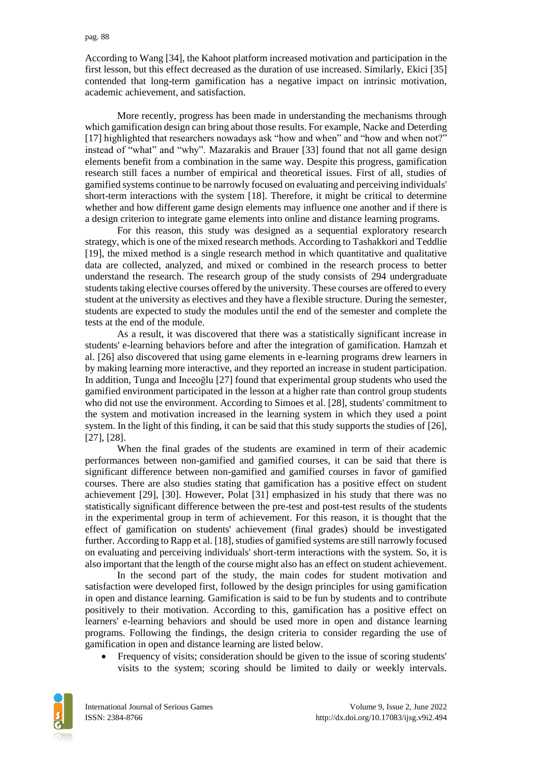According to Wang [34], the Kahoot platform increased motivation and participation in the first lesson, but this effect decreased as the duration of use increased. Similarly, Ekici [35] contended that long-term gamification has a negative impact on intrinsic motivation, academic achievement, and satisfaction.

More recently, progress has been made in understanding the mechanisms through which gamification design can bring about those results. For example, Nacke and Deterding [17] highlighted that researchers nowadays ask "how and when" and "how and when not?" instead of "what" and "why". Mazarakis and Brauer [33] found that not all game design elements benefit from a combination in the same way. Despite this progress, gamification research still faces a number of empirical and theoretical issues. First of all, studies of gamified systems continue to be narrowly focused on evaluating and perceiving individuals' short-term interactions with the system [18]. Therefore, it might be critical to determine whether and how different game design elements may influence one another and if there is a design criterion to integrate game elements into online and distance learning programs.

For this reason, this study was designed as a sequential exploratory research strategy, which is one of the mixed research methods. According to Tashakkori and Teddlie [19], the mixed method is a single research method in which quantitative and qualitative data are collected, analyzed, and mixed or combined in the research process to better understand the research. The research group of the study consists of 294 undergraduate students taking elective courses offered by the university. These courses are offered to every student at the university as electives and they have a flexible structure. During the semester, students are expected to study the modules until the end of the semester and complete the tests at the end of the module.

As a result, it was discovered that there was a statistically significant increase in students' e-learning behaviors before and after the integration of gamification. Hamzah et al. [26] also discovered that using game elements in e-learning programs drew learners in by making learning more interactive, and they reported an increase in student participation. In addition, Tunga and Inceoğlu [27] found that experimental group students who used the gamified environment participated in the lesson at a higher rate than control group students who did not use the environment. According to Simoes et al. [28], students' commitment to the system and motivation increased in the learning system in which they used a point system. In the light of this finding, it can be said that this study supports the studies of [26], [27], [28].

When the final grades of the students are examined in term of their academic performances between non-gamified and gamified courses, it can be said that there is significant difference between non-gamified and gamified courses in favor of gamified courses. There are also studies stating that gamification has a positive effect on student achievement [29], [30]. However, Polat [31] emphasized in his study that there was no statistically significant difference between the pre-test and post-test results of the students in the experimental group in term of achievement. For this reason, it is thought that the effect of gamification on students' achievement (final grades) should be investigated further. According to Rapp et al. [18], studies of gamified systems are still narrowly focused on evaluating and perceiving individuals' short-term interactions with the system. So, it is also important that the length of the course might also has an effect on student achievement.

In the second part of the study, the main codes for student motivation and satisfaction were developed first, followed by the design principles for using gamification in open and distance learning. Gamification is said to be fun by students and to contribute positively to their motivation. According to this, gamification has a positive effect on learners' e-learning behaviors and should be used more in open and distance learning programs. Following the findings, the design criteria to consider regarding the use of gamification in open and distance learning are listed below.

- Frequency of visits; consideration should be given to the issue of scoring students' visits to the system; scoring should be limited to daily or weekly intervals.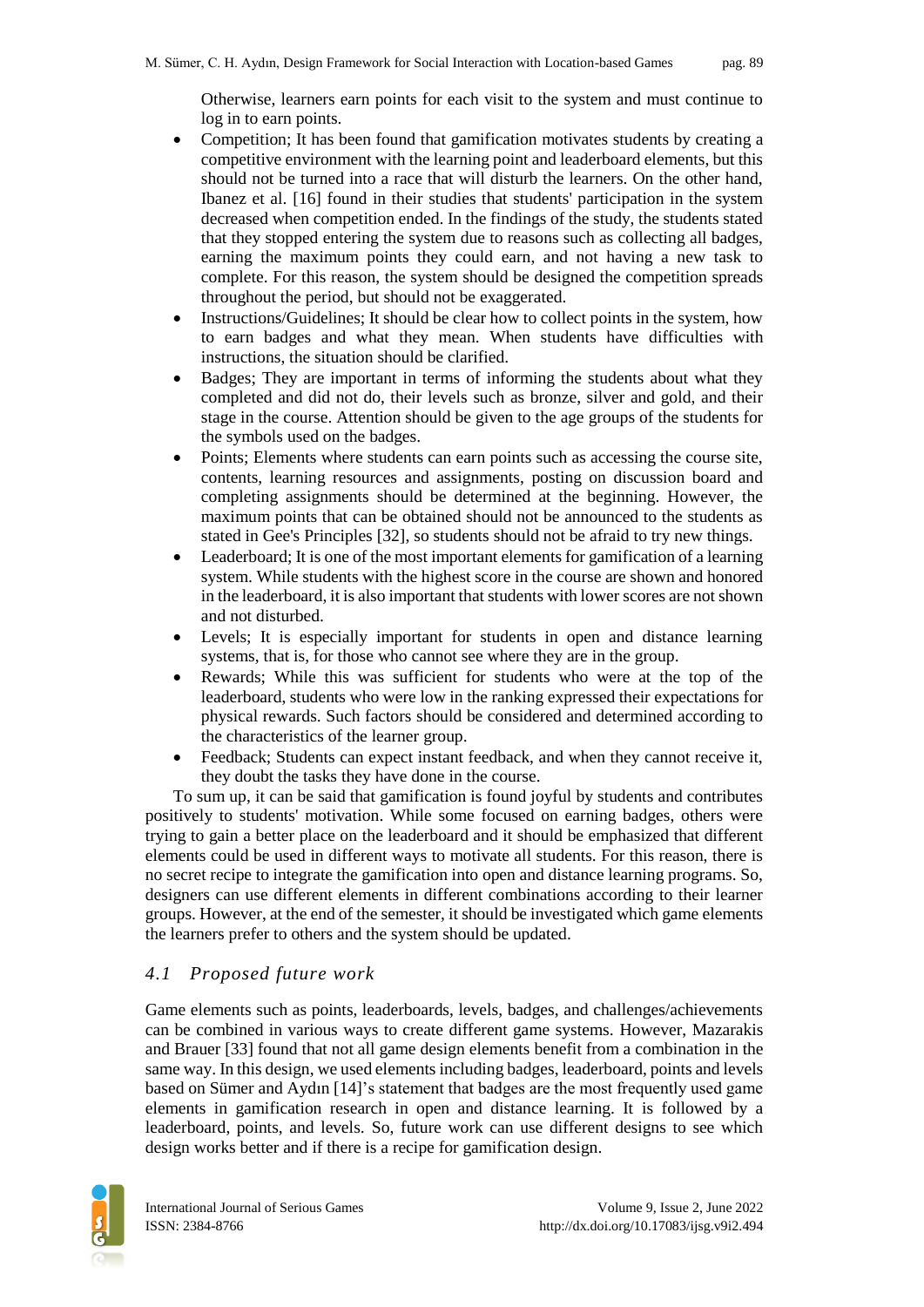Otherwise, learners earn points for each visit to the system and must continue to log in to earn points.

- Competition; It has been found that gamification motivates students by creating a competitive environment with the learning point and leaderboard elements, but this should not be turned into a race that will disturb the learners. On the other hand, Ibanez et al. [16] found in their studies that students' participation in the system decreased when competition ended. In the findings of the study, the students stated that they stopped entering the system due to reasons such as collecting all badges, earning the maximum points they could earn, and not having a new task to complete. For this reason, the system should be designed the competition spreads throughout the period, but should not be exaggerated.
- Instructions/Guidelines; It should be clear how to collect points in the system, how to earn badges and what they mean. When students have difficulties with instructions, the situation should be clarified.
- Badges; They are important in terms of informing the students about what they completed and did not do, their levels such as bronze, silver and gold, and their stage in the course. Attention should be given to the age groups of the students for the symbols used on the badges.
- Points; Elements where students can earn points such as accessing the course site, contents, learning resources and assignments, posting on discussion board and completing assignments should be determined at the beginning. However, the maximum points that can be obtained should not be announced to the students as stated in Gee's Principles [32], so students should not be afraid to try new things.
- Leaderboard; It is one of the most important elements for gamification of a learning system. While students with the highest score in the course are shown and honored in the leaderboard, it is also important that students with lower scores are not shown and not disturbed.
- Levels; It is especially important for students in open and distance learning systems, that is, for those who cannot see where they are in the group.
- Rewards; While this was sufficient for students who were at the top of the leaderboard, students who were low in the ranking expressed their expectations for physical rewards. Such factors should be considered and determined according to the characteristics of the learner group.
- Feedback; Students can expect instant feedback, and when they cannot receive it, they doubt the tasks they have done in the course.

To sum up, it can be said that gamification is found joyful by students and contributes positively to students' motivation. While some focused on earning badges, others were trying to gain a better place on the leaderboard and it should be emphasized that different elements could be used in different ways to motivate all students. For this reason, there is no secret recipe to integrate the gamification into open and distance learning programs. So, designers can use different elements in different combinations according to their learner groups. However, at the end of the semester, it should be investigated which game elements the learners prefer to others and the system should be updated.

### *4.1 Proposed future work*

Game elements such as points, leaderboards, levels, badges, and challenges/achievements can be combined in various ways to create different game systems. However, Mazarakis and Brauer [33] found that not all game design elements benefit from a combination in the same way. In this design, we used elements including badges, leaderboard, points and levels based on Sümer and Aydın [14]'s statement that badges are the most frequently used game elements in gamification research in open and distance learning. It is followed by a leaderboard, points, and levels. So, future work can use different designs to see which design works better and if there is a recipe for gamification design.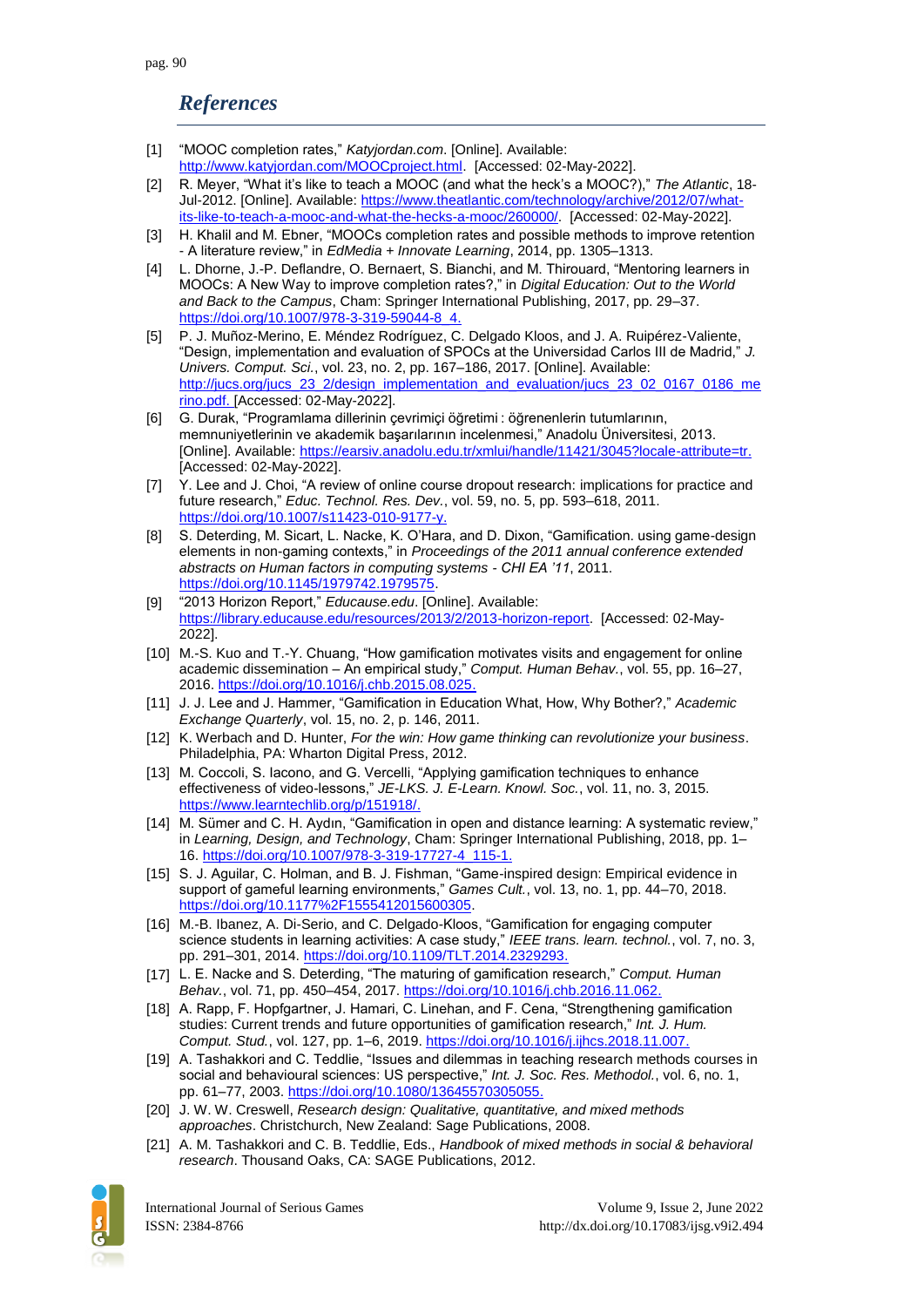## References

[1] "MOOC completion rates," *Katyjordan.com*. [Online]. Available: http://www.katyjordan.com/MOOCproject.html. [Accessed: 02-May-2022].

[2] R. Meyer, "What it's like to teach a MOOC (and what the heck's a MOOC?)," *The Atlantic*, 18-Jul-2012. [Online]. Available: https://www.theatlantic.com/technology/archive/2012/07/what-its-like-to-teach-a-mooc-and-what-the-hecks-a-mooc/260000/. [Accessed: 02-May-2022].

[3] H. Khalil and M. Ebner, "MOOCs completion rates and possible methods to improve retention - A literature review," in *EdMedia + Innovate Learning*, 2014, pp. 1305–1313.

[4] L. Dhorne, J.-P. Deflandre, O. Bernaert, S. Bianchi, and M. Thirouard, "Mentoring learners in MOOCs: A New Way to improve completion rates?," in *Digital Education: Out to the World and Back to the Campus*, Cham: Springer International Publishing, 2017, pp. 29–37. https://doi.org/10.1007/978-3-319-59044-8_4.

[5] P. J. Muñoz-Merino, E. Méndez Rodríguez, C. Delgado Kloos, and J. A. Ruipérez-Valiente, "Design, implementation and evaluation of SPOCs at the Universidad Carlos III de Madrid," *J. Univers. Comput. Sci.*, vol. 23, no. 2, pp. 167–186, 2017. [Online]. Available: http://jucs.org/jucs_23_2/design_implementation_and_evaluation/jucs_23_02_0167_0186_merino.pdf. [Accessed: 02-May-2022].

[6] G. Durak, "Programlama dillerinin çevrimiçi öğretimi : öğrenenlerin tutumlarının, memnuniyetlerinin ve akademik başarılarının incelenmesi," Anadolu Üniversitesi, 2013. [Online]. Available: https://earsiv.anadolu.edu.tr/xmlui/handle/11421/3045?locale-attribute=tr. [Accessed: 02-May-2022].

[7] Y. Lee and J. Choi, "A review of online course dropout research: implications for practice and future research," *Educ. Technol. Res. Dev.*, vol. 59, no. 5, pp. 593–618, 2011. https://doi.org/10.1007/s11423-010-9177-y.

[8] S. Deterding, M. Sicart, L. Nacke, K. O'Hara, and D. Dixon, "Gamification. using game-design elements in non-gaming contexts," in *Proceedings of the 2011 annual conference extended abstracts on Human factors in computing systems - CHI EA '11*, 2011. https://doi.org/10.1145/1979742.1979575.

[9] "2013 Horizon Report," *Educause.edu*. [Online]. Available: https://library.educause.edu/resources/2013/2/2013-horizon-report. [Accessed: 02-May-2022].

[10] M.-S. Kuo and T.-Y. Chuang, "How gamification motivates visits and engagement for online academic dissemination – An empirical study," *Comput. Human Behav.*, vol. 55, pp. 16–27, 2016. https://doi.org/10.1016/j.chb.2015.08.025.

[11] J. J. Lee and J. Hammer, "Gamification in Education What, How, Why Bother?," *Academic Exchange Quarterly*, vol. 15, no. 2, p. 146, 2011.

[12] K. Werbach and D. Hunter, *For the win: How game thinking can revolutionize your business*. Philadelphia, PA: Wharton Digital Press, 2012.

[13] M. Coccoli, S. Iacono, and G. Vercelli, "Applying gamification techniques to enhance effectiveness of video-lessons," *JE-LKS. J. E-Learn. Knowl. Soc.*, vol. 11, no. 3, 2015. https://www.learntechlib.org/p/151918/.

[14] M. Sümer and C. H. Aydın, "Gamification in open and distance learning: A systematic review," in *Learning, Design, and Technology*, Cham: Springer International Publishing, 2018, pp. 1–16. https://doi.org/10.1007/978-3-319-17727-4_115-1.

[15] S. J. Aguilar, C. Holman, and B. J. Fishman, "Game-inspired design: Empirical evidence in support of gameful learning environments," *Games Cult.*, vol. 13, no. 1, pp. 44–70, 2018. https://doi.org/10.1177%2F1555412015600305.

[16] M.-B. Ibanez, A. Di-Serio, and C. Delgado-Kloos, "Gamification for engaging computer science students in learning activities: A case study," *IEEE trans. learn. technol.*, vol. 7, no. 3, pp. 291–301, 2014. https://doi.org/10.1109/TLT.2014.2329293.

[17] L. E. Nacke and S. Deterding, "The maturing of gamification research," *Comput. Human Behav.*, vol. 71, pp. 450–454, 2017. https://doi.org/10.1016/j.chb.2016.11.062.

[18] A. Rapp, F. Hopfgartner, J. Hamari, C. Linehan, and F. Cena, "Strengthening gamification studies: Current trends and future opportunities of gamification research," *Int. J. Hum. Comput. Stud.*, vol. 127, pp. 1–6, 2019. https://doi.org/10.1016/j.ijhcs.2018.11.007.

[19] A. Tashakkori and C. Teddlie, "Issues and dilemmas in teaching research methods courses in social and behavioural sciences: US perspective," *Int. J. Soc. Res. Methodol.*, vol. 6, no. 1, pp. 61–77, 2003. https://doi.org/10.1080/13645570305055.

[20] J. W. W. Creswell, *Research design: Qualitative, quantitative, and mixed methods approaches*. Christchurch, New Zealand: Sage Publications, 2008.

[21] A. M. Tashakkori and C. B. Teddlie, Eds., *Handbook of mixed methods in social & behavioral research*. Thousand Oaks, CA: SAGE Publications, 2012.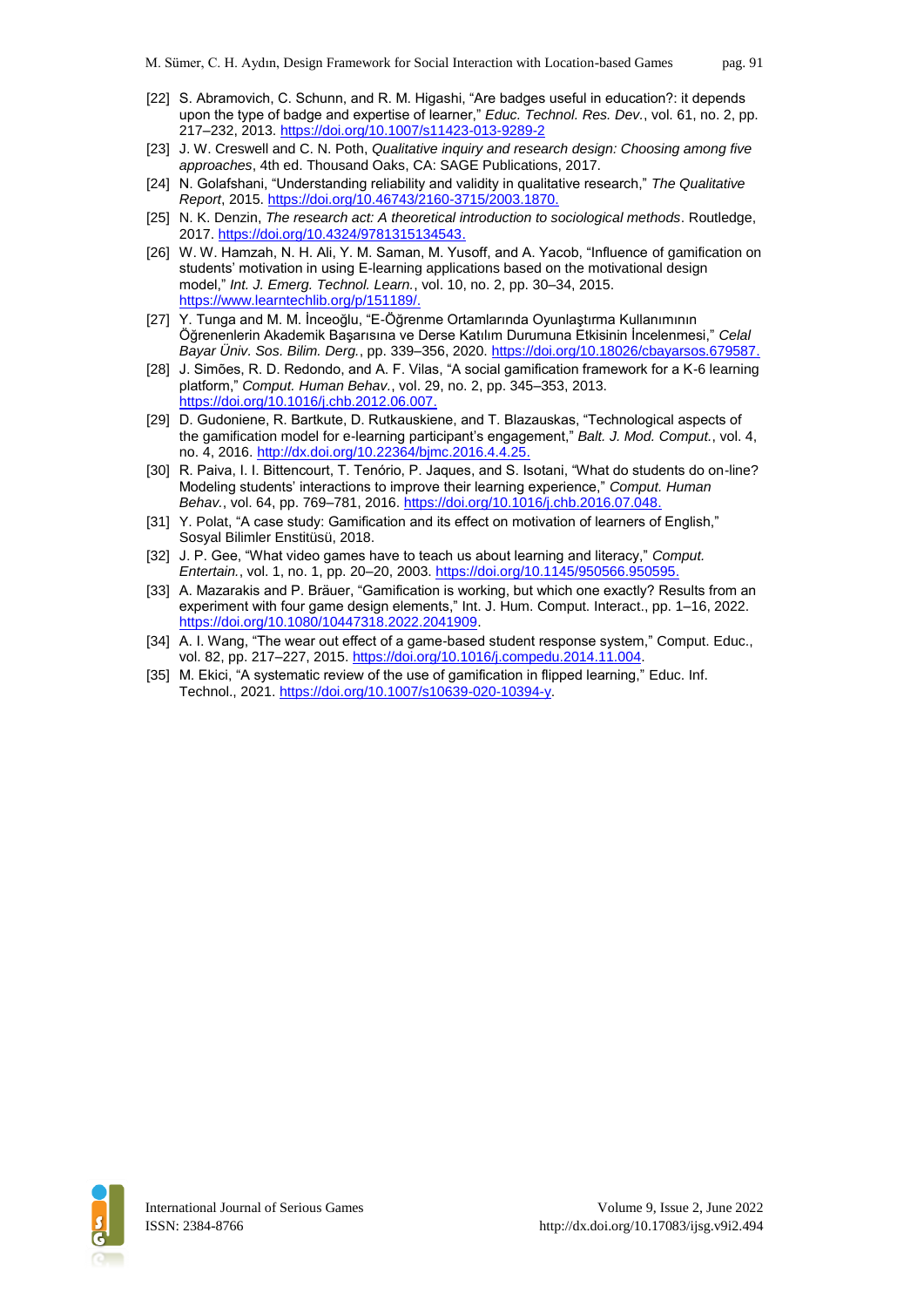[22] S. Abramovich, C. Schunn, and R. M. Higashi, “Are badges useful in education?: it depends upon the type of badge and expertise of learner,” *Educ. Technol. Res. Dev.*, vol. 61, no. 2, pp. 217–232, 2013. https://doi.org/10.1007/s11423-013-9289-2

[23] J. W. Creswell and C. N. Poth, *Qualitative inquiry and research design: Choosing among five approaches*, 4th ed. Thousand Oaks, CA: SAGE Publications, 2017.

[24] N. Golafshani, “Understanding reliability and validity in qualitative research,” *The Qualitative Report*, 2015. https://doi.org/10.46743/2160-3715/2003.1870.

[25] N. K. Denzin, *The research act: A theoretical introduction to sociological methods*. Routledge, 2017. https://doi.org/10.4324/9781315134543.

[26] W. W. Hamzah, N. H. Ali, Y. M. Saman, M. Yusoff, and A. Yacob, “Influence of gamification on students’ motivation in using E-learning applications based on the motivational design model,” *Int. J. Emerg. Technol. Learn.*, vol. 10, no. 2, pp. 30–34, 2015. https://www.learntechlib.org/p/151189/.

[27] Y. Tunga and M. M. İnceoğlu, “E-Öğrenme Ortamlarında Oyunlaştırma Kullanımının Öğrenenlerin Akademik Başarısına ve Derse Katılım Durumuna Etkisinin İncelenmesi,” *Celal Bayar Üniv. Sos. Bilim. Derg.*, pp. 339–356, 2020. https://doi.org/10.18026/cbayarsos.679587.

[28] J. Simões, R. D. Redondo, and A. F. Vilas, “A social gamification framework for a K-6 learning platform,” *Comput. Human Behav.*, vol. 29, no. 2, pp. 345–353, 2013. https://doi.org/10.1016/j.chb.2012.06.007.

[29] D. Gudoniene, R. Bartkute, D. Rutkauskiene, and T. Blazauskas, “Technological aspects of the gamification model for e-learning participant’s engagement,” *Balt. J. Mod. Comput.*, vol. 4, no. 4, 2016. http://dx.doi.org/10.22364/bjmc.2016.4.4.25.

[30] R. Paiva, I. I. Bittencourt, T. Tenório, P. Jaques, and S. Isotani, “What do students do on-line? Modeling students’ interactions to improve their learning experience,” *Comput. Human Behav.*, vol. 64, pp. 769–781, 2016. https://doi.org/10.1016/j.chb.2016.07.048.

[31] Y. Polat, “A case study: Gamification and its effect on motivation of learners of English,” Sosyal Bilimler Enstitüsü, 2018.

[32] J. P. Gee, “What video games have to teach us about learning and literacy,” *Comput. Entertain.*, vol. 1, no. 1, pp. 20–20, 2003. https://doi.org/10.1145/950566.950595.

[33] A. Mazarakis and P. Bräuer, “Gamification is working, but which one exactly? Results from an experiment with four game design elements,” Int. J. Hum. Comput. Interact., pp. 1–16, 2022. https://doi.org/10.1080/10447318.2022.2041909.

[34] A. I. Wang, “The wear out effect of a game-based student response system,” Comput. Educ., vol. 82, pp. 217–227, 2015. https://doi.org/10.1016/j.compedu.2014.11.004.

[35] M. Ekici, “A systematic review of the use of gamification in flipped learning,” Educ. Inf. Technol., 2021. https://doi.org/10.1007/s10639-020-10394-y.